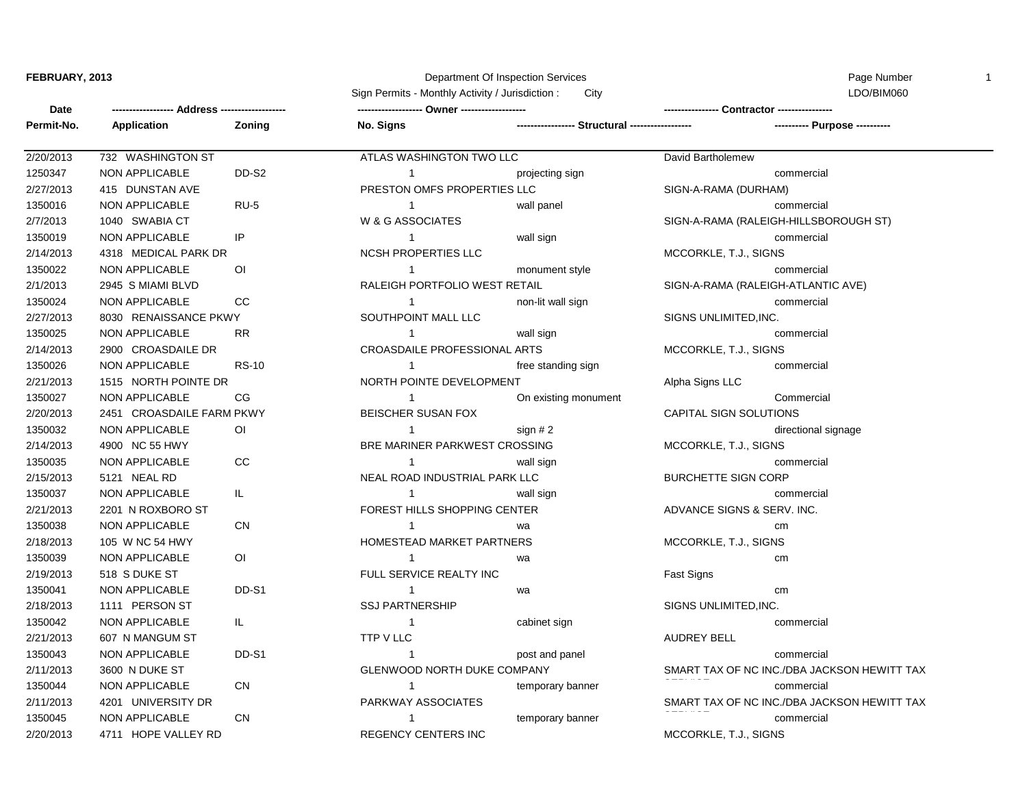**FEBRUARY, 2013**

Department Of Inspection Services

Sign Permits - Monthly Activity / Jurisdiction : City

LDO/BIM060

| Date | Address | | Owner | | Contractor |
|---|---|---|---|---|---|
| Permit-No. | Application | Zoning | No. Signs | Structural | Purpose |
| 2/20/2013 | 732 WASHINGTON ST | | ATLAS WASHINGTON TWO LLC | | David Bartholemew |
| 1250347 | NON APPLICABLE | DD-S2 | 1 | projecting sign | commercial |
| 2/27/2013 | 415 DUNSTAN AVE | | PRESTON OMFS PROPERTIES LLC | | SIGN-A-RAMA (DURHAM) |
| 1350016 | NON APPLICABLE | RU-5 | 1 | wall panel | commercial |
| 2/7/2013 | 1040 SWABIA CT | | W & G ASSOCIATES | | SIGN-A-RAMA (RALEIGH-HILLSBOROUGH ST) |
| 1350019 | NON APPLICABLE | IP | 1 | wall sign | commercial |
| 2/14/2013 | 4318 MEDICAL PARK DR | | NCSH PROPERTIES LLC | | MCCORKLE, T.J., SIGNS |
| 1350022 | NON APPLICABLE | OI | 1 | monument style | commercial |
| 2/1/2013 | 2945 S MIAMI BLVD | | RALEIGH PORTFOLIO WEST RETAIL | | SIGN-A-RAMA (RALEIGH-ATLANTIC AVE) |
| 1350024 | NON APPLICABLE | CC | 1 | non-lit wall sign | commercial |
| 2/27/2013 | 8030 RENAISSANCE PKWY | | SOUTHPOINT MALL LLC | | SIGNS UNLIMITED,INC. |
| 1350025 | NON APPLICABLE | RR | 1 | wall sign | commercial |
| 2/14/2013 | 2900 CROASDAILE DR | | CROASDAILE PROFESSIONAL ARTS | | MCCORKLE, T.J., SIGNS |
| 1350026 | NON APPLICABLE | RS-10 | 1 | free standing sign | commercial |
| 2/21/2013 | 1515 NORTH POINTE DR | | NORTH POINTE DEVELOPMENT | | Alpha Signs LLC |
| 1350027 | NON APPLICABLE | CG | 1 | On existing monument | Commercial |
| 2/20/2013 | 2451 CROASDAILE FARM PKWY | | BEISCHER SUSAN FOX | | CAPITAL SIGN SOLUTIONS |
| 1350032 | NON APPLICABLE | OI | 1 | sign # 2 | directional signage |
| 2/14/2013 | 4900 NC 55 HWY | | BRE MARINER PARKWEST CROSSING | | MCCORKLE, T.J., SIGNS |
| 1350035 | NON APPLICABLE | CC | 1 | wall sign | commercial |
| 2/15/2013 | 5121 NEAL RD | | NEAL ROAD INDUSTRIAL PARK LLC | | BURCHETTE SIGN CORP |
| 1350037 | NON APPLICABLE | IL | 1 | wall sign | commercial |
| 2/21/2013 | 2201 N ROXBORO ST | | FOREST HILLS SHOPPING CENTER | | ADVANCE SIGNS & SERV. INC. |
| 1350038 | NON APPLICABLE | CN | 1 | wa | cm |
| 2/18/2013 | 105 W NC 54 HWY | | HOMESTEAD MARKET PARTNERS | | MCCORKLE, T.J., SIGNS |
| 1350039 | NON APPLICABLE | OI | 1 | wa | cm |
| 2/19/2013 | 518 S DUKE ST | | FULL SERVICE REALTY INC | | Fast Signs |
| 1350041 | NON APPLICABLE | DD-S1 | 1 | wa | cm |
| 2/18/2013 | 1111 PERSON ST | | SSJ PARTNERSHIP | | SIGNS UNLIMITED,INC. |
| 1350042 | NON APPLICABLE | IL | 1 | cabinet sign | commercial |
| 2/21/2013 | 607 N MANGUM ST | | TTP V LLC | | AUDREY BELL |
| 1350043 | NON APPLICABLE | DD-S1 | 1 | post and panel | commercial |
| 2/11/2013 | 3600 N DUKE ST | | GLENWOOD NORTH DUKE COMPANY | | SMART TAX OF NC INC./DBA JACKSON HEWITT TAX SERVICE |
| 1350044 | NON APPLICABLE | CN | 1 | temporary banner | commercial |
| 2/11/2013 | 4201 UNIVERSITY DR | | PARKWAY ASSOCIATES | | SMART TAX OF NC INC./DBA JACKSON HEWITT TAX SERVICE |
| 1350045 | NON APPLICABLE | CN | 1 | temporary banner | commercial |
| 2/20/2013 | 4711 HOPE VALLEY RD | | REGENCY CENTERS INC | | MCCORKLE, T.J., SIGNS |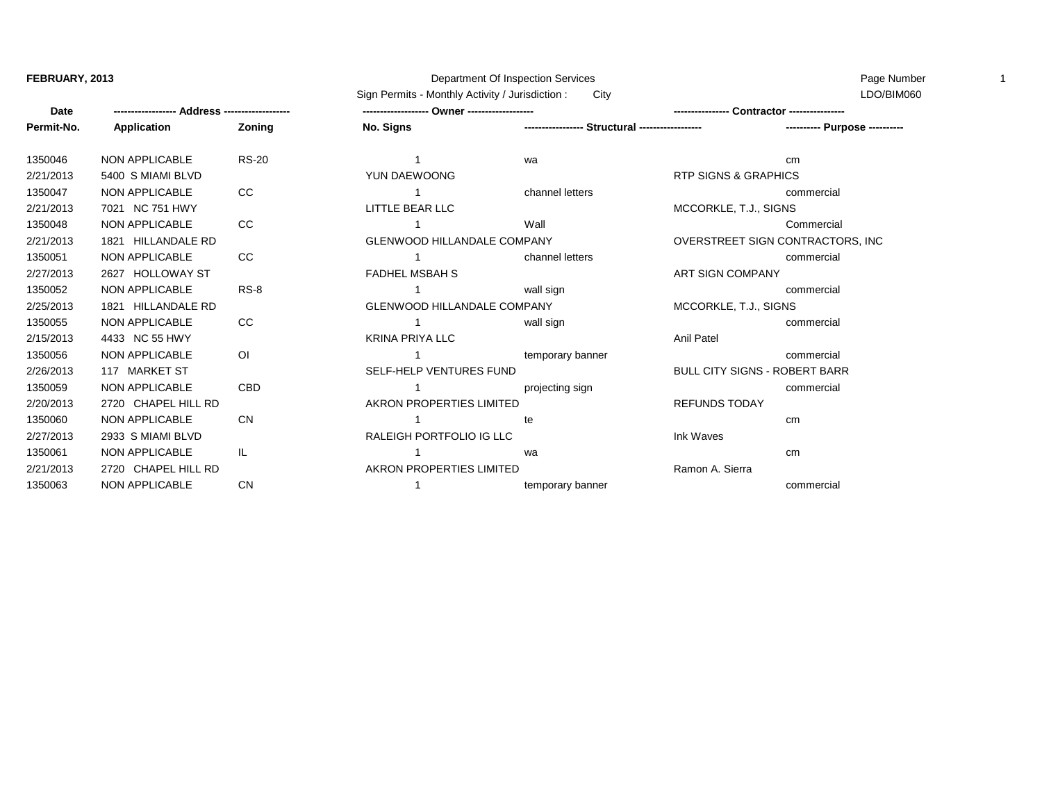**FEBRUARY, 2013**

Department Of Inspection Services
Sign Permits - Monthly Activity / Jurisdiction : City

LDO/BIM060

| Date | ------------------ Address ------------------- | | ------------------- Owner ------------------- | | ---------------- Contractor ---------------- | |
|---|---|---|---|---|---|---|
| **Permit-No.** | **Application** | **Zoning** | **No. Signs** | **----------------- Structural ------------------** | | **---------- Purpose ----------** |
| 1350046 | NON APPLICABLE | RS-20 | 1 | wa | | cm |
| 2/21/2013 | 5400 S MIAMI BLVD | | YUN DAEWOONG | | RTP SIGNS & GRAPHICS | |
| 1350047 | NON APPLICABLE | CC | 1 | channel letters | | commercial |
| 2/21/2013 | 7021 NC 751 HWY | | LITTLE BEAR LLC | | MCCORKLE, T.J., SIGNS | |
| 1350048 | NON APPLICABLE | CC | 1 | Wall | | Commercial |
| 2/21/2013 | 1821 HILLANDALE RD | | GLENWOOD HILLANDALE COMPANY | | OVERSTREET SIGN CONTRACTORS, INC | |
| 1350051 | NON APPLICABLE | CC | 1 | channel letters | | commercial |
| 2/27/2013 | 2627 HOLLOWAY ST | | FADHEL MSBAH S | | ART SIGN COMPANY | |
| 1350052 | NON APPLICABLE | RS-8 | 1 | wall sign | | commercial |
| 2/25/2013 | 1821 HILLANDALE RD | | GLENWOOD HILLANDALE COMPANY | | MCCORKLE, T.J., SIGNS | |
| 1350055 | NON APPLICABLE | CC | 1 | wall sign | | commercial |
| 2/15/2013 | 4433 NC 55 HWY | | KRINA PRIYA LLC | | Anil Patel | |
| 1350056 | NON APPLICABLE | OI | 1 | temporary banner | | commercial |
| 2/26/2013 | 117 MARKET ST | | SELF-HELP VENTURES FUND | | BULL CITY SIGNS - ROBERT BARR | |
| 1350059 | NON APPLICABLE | CBD | 1 | projecting sign | | commercial |
| 2/20/2013 | 2720 CHAPEL HILL RD | | AKRON PROPERTIES LIMITED | | REFUNDS TODAY | |
| 1350060 | NON APPLICABLE | CN | 1 | te | | cm |
| 2/27/2013 | 2933 S MIAMI BLVD | | RALEIGH PORTFOLIO IG LLC | | Ink Waves | |
| 1350061 | NON APPLICABLE | IL | 1 | wa | | cm |
| 2/21/2013 | 2720 CHAPEL HILL RD | | AKRON PROPERTIES LIMITED | | Ramon A. Sierra | |
| 1350063 | NON APPLICABLE | CN | 1 | temporary banner | | commercial |